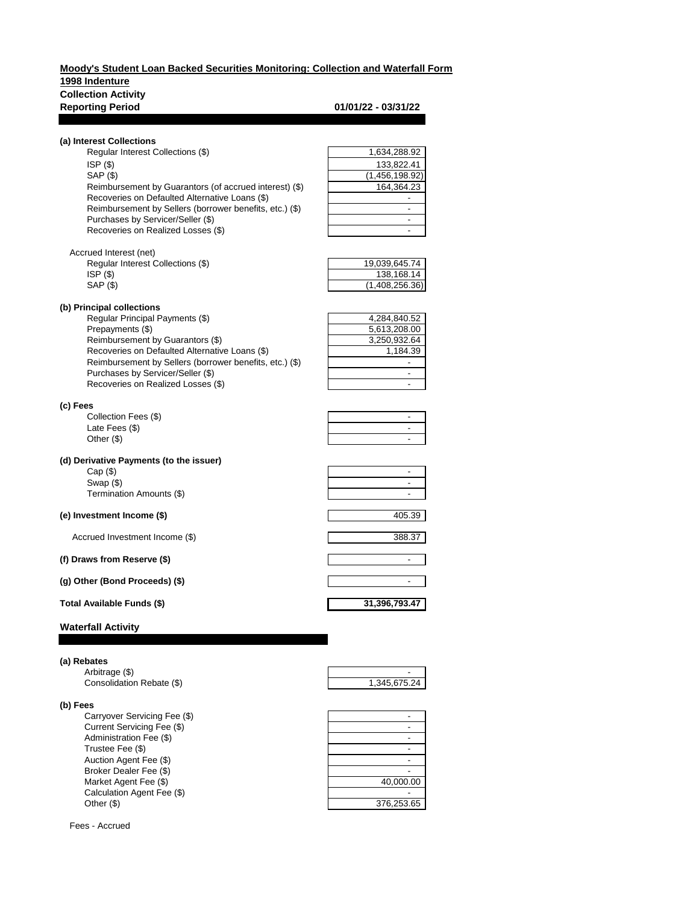**Moody's Student Loan Backed Securities Monitoring: Collection and Waterfall Form**

**1998 Indenture**

**Collection Activity**

**Reporting Period** **01/01/22 - 03/31/22**

**(a) Interest Collections**

| | |
|---|---|
| Regular Interest Collections ($) | 1,634,288.92 |
| ISP ($) | 133,822.41 |
| SAP ($) | (1,456,198.92) |
| Reimbursement by Guarantors (of accrued interest) ($) | 164,364.23 |
| Recoveries on Defaulted Alternative Loans ($) | - |
| Reimbursement by Sellers (borrower benefits, etc.) ($) | - |
| Purchases by Servicer/Seller ($) | - |
| Recoveries on Realized Losses ($) | - |

Accrued Interest (net)

| | |
|---|---|
| Regular Interest Collections ($) | 19,039,645.74 |
| ISP ($) | 138,168.14 |
| SAP ($) | (1,408,256.36) |

**(b) Principal collections**

| | |
|---|---|
| Regular Principal Payments ($) | 4,284,840.52 |
| Prepayments ($) | 5,613,208.00 |
| Reimbursement by Guarantors ($) | 3,250,932.64 |
| Recoveries on Defaulted Alternative Loans ($) | 1,184.39 |
| Reimbursement by Sellers (borrower benefits, etc.) ($) | - |
| Purchases by Servicer/Seller ($) | - |
| Recoveries on Realized Losses ($) | - |

**(c) Fees**

| | |
|---|---|
| Collection Fees ($) | - |
| Late Fees ($) | - |
| Other ($) | - |

**(d) Derivative Payments (to the issuer)**

| | |
|---|---|
| Cap ($) | - |
| Swap ($) | - |
| Termination Amounts ($) | - |

| | |
|---|---|
| **(e) Investment Income ($)** | 405.39 |
| Accrued Investment Income ($) | 388.37 |
| **(f) Draws from Reserve ($)** | - |
| **(g) Other (Bond Proceeds) ($)** | - |
| **Total Available Funds ($)** | **31,396,793.47** |

**Waterfall Activity**

**(a) Rebates**

| | |
|---|---|
| Arbitrage ($) | - |
| Consolidation Rebate ($) | 1,345,675.24 |

**(b) Fees**

| | |
|---|---|
| Carryover Servicing Fee ($) | - |
| Current Servicing Fee ($) | - |
| Administration Fee ($) | - |
| Trustee Fee ($) | - |
| Auction Agent Fee ($) | - |
| Broker Dealer Fee ($) | - |
| Market Agent Fee ($) | 40,000.00 |
| Calculation Agent Fee ($) | - |
| Other ($) | 376,253.65 |

Fees - Accrued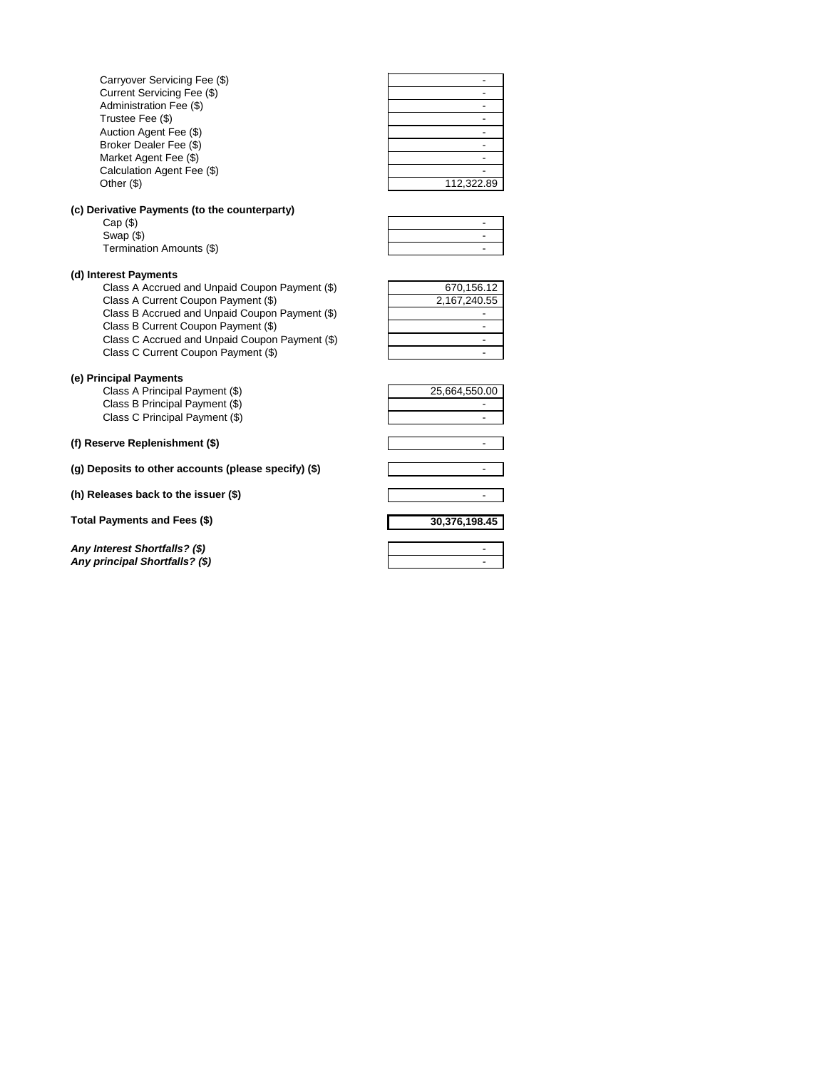| | |
|---|---|
| Carryover Servicing Fee ($) | - |
| Current Servicing Fee ($) | - |
| Administration Fee ($) | - |
| Trustee Fee ($) | - |
| Auction Agent Fee ($) | - |
| Broker Dealer Fee ($) | - |
| Market Agent Fee ($) | - |
| Calculation Agent Fee ($) | - |
| Other ($) | 112,322.89 |

**(c) Derivative Payments (to the counterparty)**

| | |
|---|---|
| Cap ($) | - |
| Swap ($) | - |
| Termination Amounts ($) | - |

**(d) Interest Payments**

| | |
|---|---|
| Class A Accrued and Unpaid Coupon Payment ($) | 670,156.12 |
| Class A Current Coupon Payment ($) | 2,167,240.55 |
| Class B Accrued and Unpaid Coupon Payment ($) | - |
| Class B Current Coupon Payment ($) | - |
| Class C Accrued and Unpaid Coupon Payment ($) | - |
| Class C Current Coupon Payment ($) | - |

**(e) Principal Payments**

| | |
|---|---|
| Class A Principal Payment ($) | 25,664,550.00 |
| Class B Principal Payment ($) | - |
| Class C Principal Payment ($) | - |

| | |
|---|---|
| **(f) Reserve Replenishment ($)** | - |
| **(g) Deposits to other accounts (please specify) ($)** | - |
| **(h) Releases back to the issuer ($)** | - |
| **Total Payments and Fees ($)** | **30,376,198.45** |
| ***Any Interest Shortfalls? ($)*** | - |
| ***Any principal Shortfalls? ($)*** | - |